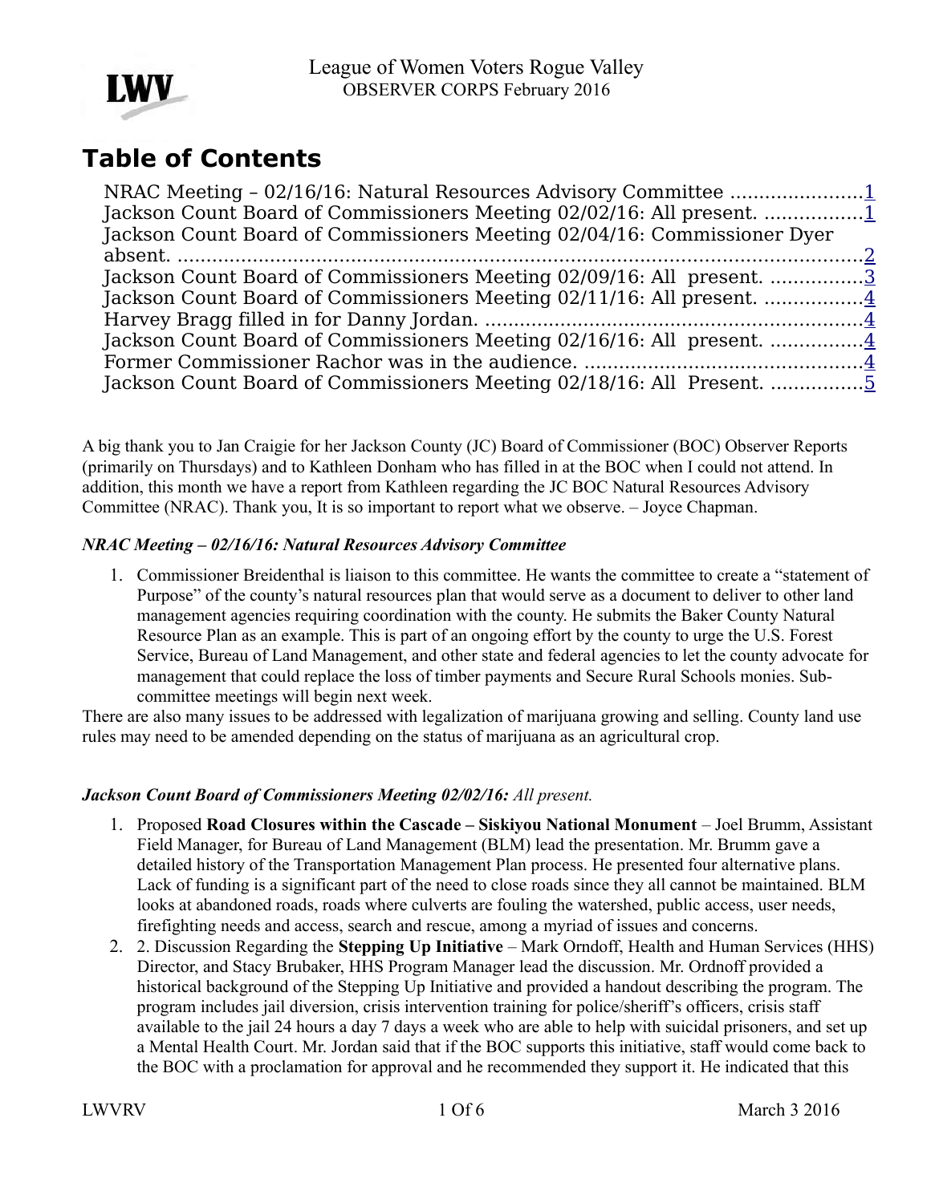League of Women Voters Rogue Valley
OBSERVER CORPS February 2016

# Table of Contents

NRAC Meeting – 02/16/16: Natural Resources Advisory Committee ......................1
Jackson Count Board of Commissioners Meeting 02/02/16: All present. ................1
Jackson Count Board of Commissioners Meeting 02/04/16: Commissioner Dyer absent. ..........................................................................................................2
Jackson Count Board of Commissioners Meeting 02/09/16: All present. ................3
Jackson Count Board of Commissioners Meeting 02/11/16: All present. ................4
Harvey Bragg filled in for Danny Jordan. ................................................................4
Jackson Count Board of Commissioners Meeting 02/16/16: All present. ................4
Former Commissioner Rachor was in the audience. ...............................................4
Jackson Count Board of Commissioners Meeting 02/18/16: All Present. ................5

A big thank you to Jan Craigie for her Jackson County (JC) Board of Commissioner (BOC) Observer Reports (primarily on Thursdays) and to Kathleen Donham who has filled in at the BOC when I could not attend. In addition, this month we have a report from Kathleen regarding the JC BOC Natural Resources Advisory Committee (NRAC). Thank you, It is so important to report what we observe. – Joyce Chapman.

***NRAC Meeting – 02/16/16: Natural Resources Advisory Committee***

1. Commissioner Breidenthal is liaison to this committee. He wants the committee to create a "statement of Purpose" of the county's natural resources plan that would serve as a document to deliver to other land management agencies requiring coordination with the county. He submits the Baker County Natural Resource Plan as an example. This is part of an ongoing effort by the county to urge the U.S. Forest Service, Bureau of Land Management, and other state and federal agencies to let the county advocate for management that could replace the loss of timber payments and Secure Rural Schools monies. Sub-committee meetings will begin next week.

There are also many issues to be addressed with legalization of marijuana growing and selling. County land use rules may need to be amended depending on the status of marijuana as an agricultural crop.

***Jackson Count Board of Commissioners Meeting 02/02/16:*** *All present.*

1. Proposed **Road Closures within the Cascade – Siskiyou National Monument** – Joel Brumm, Assistant Field Manager, for Bureau of Land Management (BLM) lead the presentation. Mr. Brumm gave a detailed history of the Transportation Management Plan process. He presented four alternative plans. Lack of funding is a significant part of the need to close roads since they all cannot be maintained. BLM looks at abandoned roads, roads where culverts are fouling the watershed, public access, user needs, firefighting needs and access, search and rescue, among a myriad of issues and concerns.
2. 2. Discussion Regarding the **Stepping Up Initiative** – Mark Orndoff, Health and Human Services (HHS) Director, and Stacy Brubaker, HHS Program Manager lead the discussion. Mr. Ordnoff provided a historical background of the Stepping Up Initiative and provided a handout describing the program. The program includes jail diversion, crisis intervention training for police/sheriff's officers, crisis staff available to the jail 24 hours a day 7 days a week who are able to help with suicidal prisoners, and set up a Mental Health Court. Mr. Jordan said that if the BOC supports this initiative, staff would come back to the BOC with a proclamation for approval and he recommended they support it. He indicated that this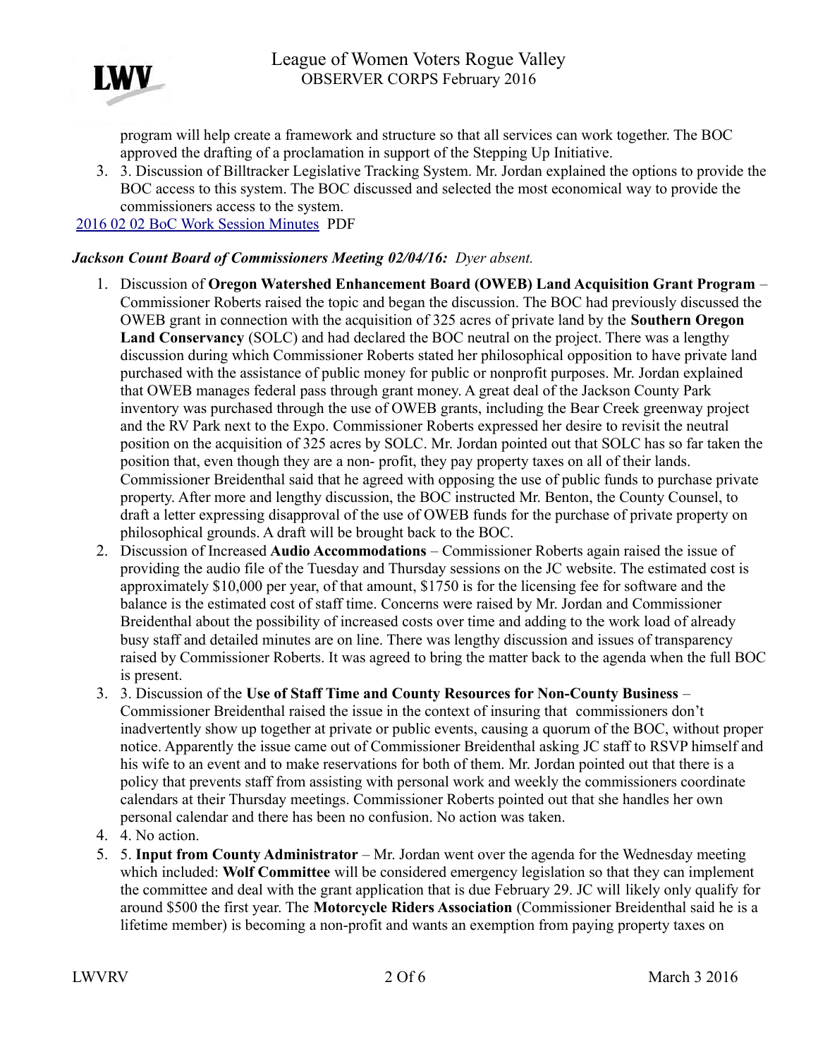program will help create a framework and structure so that all services can work together. The BOC approved the drafting of a proclamation in support of the Stepping Up Initiative.

3. 3. Discussion of Billtracker Legislative Tracking System. Mr. Jordan explained the options to provide the BOC access to this system. The BOC discussed and selected the most economical way to provide the commissioners access to the system.

[2016 02 02 BoC Work Session Minutes](#) PDF

***Jackson Count Board of Commissioners Meeting 02/04/16:*** *Dyer absent.*

1. Discussion of **Oregon Watershed Enhancement Board (OWEB) Land Acquisition Grant Program** – Commissioner Roberts raised the topic and began the discussion. The BOC had previously discussed the OWEB grant in connection with the acquisition of 325 acres of private land by the **Southern Oregon Land Conservancy** (SOLC) and had declared the BOC neutral on the project. There was a lengthy discussion during which Commissioner Roberts stated her philosophical opposition to have private land purchased with the assistance of public money for public or nonprofit purposes. Mr. Jordan explained that OWEB manages federal pass through grant money. A great deal of the Jackson County Park inventory was purchased through the use of OWEB grants, including the Bear Creek greenway project and the RV Park next to the Expo. Commissioner Roberts expressed her desire to revisit the neutral position on the acquisition of 325 acres by SOLC. Mr. Jordan pointed out that SOLC has so far taken the position that, even though they are a non- profit, they pay property taxes on all of their lands. Commissioner Breidenthal said that he agreed with opposing the use of public funds to purchase private property. After more and lengthy discussion, the BOC instructed Mr. Benton, the County Counsel, to draft a letter expressing disapproval of the use of OWEB funds for the purchase of private property on philosophical grounds. A draft will be brought back to the BOC.
2. Discussion of Increased **Audio Accommodations** – Commissioner Roberts again raised the issue of providing the audio file of the Tuesday and Thursday sessions on the JC website. The estimated cost is approximately $10,000 per year, of that amount, $1750 is for the licensing fee for software and the balance is the estimated cost of staff time. Concerns were raised by Mr. Jordan and Commissioner Breidenthal about the possibility of increased costs over time and adding to the work load of already busy staff and detailed minutes are on line. There was lengthy discussion and issues of transparency raised by Commissioner Roberts. It was agreed to bring the matter back to the agenda when the full BOC is present.
3. 3. Discussion of the **Use of Staff Time and County Resources for Non-County Business** – Commissioner Breidenthal raised the issue in the context of insuring that commissioners don't inadvertently show up together at private or public events, causing a quorum of the BOC, without proper notice. Apparently the issue came out of Commissioner Breidenthal asking JC staff to RSVP himself and his wife to an event and to make reservations for both of them. Mr. Jordan pointed out that there is a policy that prevents staff from assisting with personal work and weekly the commissioners coordinate calendars at their Thursday meetings. Commissioner Roberts pointed out that she handles her own personal calendar and there has been no confusion. No action was taken.
4. 4. No action.
5. 5. **Input from County Administrator** – Mr. Jordan went over the agenda for the Wednesday meeting which included: **Wolf Committee** will be considered emergency legislation so that they can implement the committee and deal with the grant application that is due February 29. JC will likely only qualify for around $500 the first year. The **Motorcycle Riders Association** (Commissioner Breidenthal said he is a lifetime member) is becoming a non-profit and wants an exemption from paying property taxes on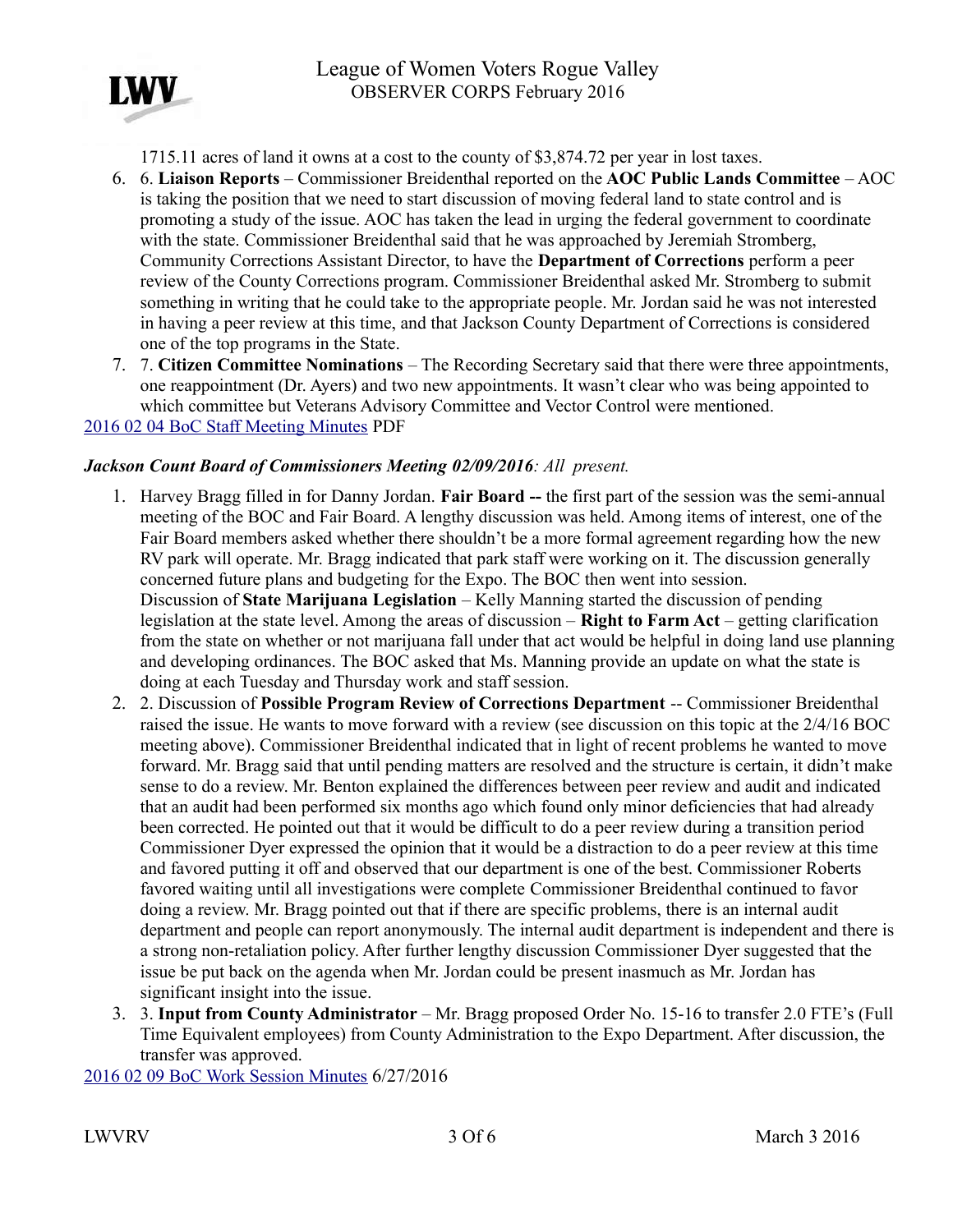1715.11 acres of land it owns at a cost to the county of $3,874.72 per year in lost taxes.

6. 6. **Liaison Reports** – Commissioner Breidenthal reported on the **AOC Public Lands Committee** – AOC is taking the position that we need to start discussion of moving federal land to state control and is promoting a study of the issue. AOC has taken the lead in urging the federal government to coordinate with the state. Commissioner Breidenthal said that he was approached by Jeremiah Stromberg, Community Corrections Assistant Director, to have the **Department of Corrections** perform a peer review of the County Corrections program. Commissioner Breidenthal asked Mr. Stromberg to submit something in writing that he could take to the appropriate people. Mr. Jordan said he was not interested in having a peer review at this time, and that Jackson County Department of Corrections is considered one of the top programs in the State.
7. 7. **Citizen Committee Nominations** – The Recording Secretary said that there were three appointments, one reappointment (Dr. Ayers) and two new appointments. It wasn't clear who was being appointed to which committee but Veterans Advisory Committee and Vector Control were mentioned.

[2016 02 04 BoC Staff Meeting Minutes](#) PDF

***Jackson Count Board of Commissioners Meeting 02/09/2016****: All present.*

1. Harvey Bragg filled in for Danny Jordan. **Fair Board --** the first part of the session was the semi-annual meeting of the BOC and Fair Board. A lengthy discussion was held. Among items of interest, one of the Fair Board members asked whether there shouldn't be a more formal agreement regarding how the new RV park will operate. Mr. Bragg indicated that park staff were working on it. The discussion generally concerned future plans and budgeting for the Expo. The BOC then went into session.
   Discussion of **State Marijuana Legislation** – Kelly Manning started the discussion of pending legislation at the state level. Among the areas of discussion – **Right to Farm Act** – getting clarification from the state on whether or not marijuana fall under that act would be helpful in doing land use planning and developing ordinances. The BOC asked that Ms. Manning provide an update on what the state is doing at each Tuesday and Thursday work and staff session.
2. 2. Discussion of **Possible Program Review of Corrections Department** -- Commissioner Breidenthal raised the issue. He wants to move forward with a review (see discussion on this topic at the 2/4/16 BOC meeting above). Commissioner Breidenthal indicated that in light of recent problems he wanted to move forward. Mr. Bragg said that until pending matters are resolved and the structure is certain, it didn't make sense to do a review. Mr. Benton explained the differences between peer review and audit and indicated that an audit had been performed six months ago which found only minor deficiencies that had already been corrected. He pointed out that it would be difficult to do a peer review during a transition period Commissioner Dyer expressed the opinion that it would be a distraction to do a peer review at this time and favored putting it off and observed that our department is one of the best. Commissioner Roberts favored waiting until all investigations were complete Commissioner Breidenthal continued to favor doing a review. Mr. Bragg pointed out that if there are specific problems, there is an internal audit department and people can report anonymously. The internal audit department is independent and there is a strong non-retaliation policy. After further lengthy discussion Commissioner Dyer suggested that the issue be put back on the agenda when Mr. Jordan could be present inasmuch as Mr. Jordan has significant insight into the issue.
3. 3. **Input from County Administrator** – Mr. Bragg proposed Order No. 15-16 to transfer 2.0 FTE's (Full Time Equivalent employees) from County Administration to the Expo Department. After discussion, the transfer was approved.

[2016 02 09 BoC Work Session Minutes](#) 6/27/2016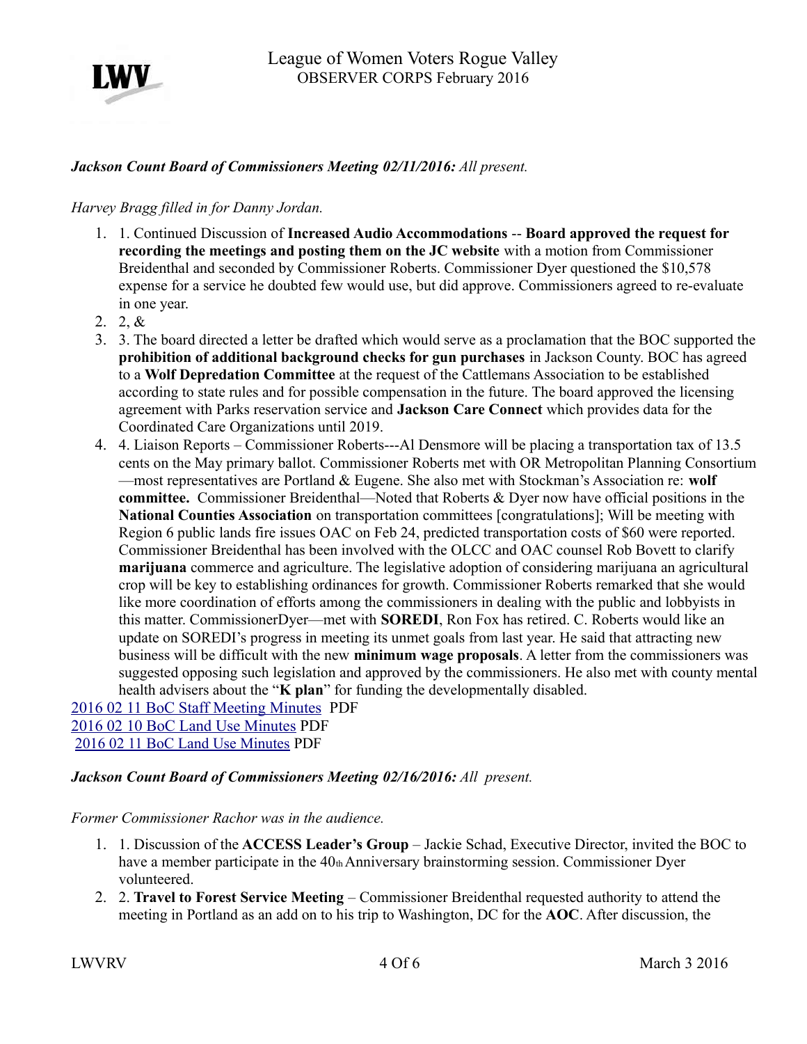*League of Women Voters Rogue Valley*
*OBSERVER CORPS February 2016*

***Jackson Count Board of Commissioners Meeting 02/11/2016:** All present.*

*Harvey Bragg filled in for Danny Jordan.*

1. 1. Continued Discussion of **Increased Audio Accommodations** -- **Board approved the request for recording the meetings and posting them on the JC website** with a motion from Commissioner Breidenthal and seconded by Commissioner Roberts. Commissioner Dyer questioned the $10,578 expense for a service he doubted few would use, but did approve. Commissioners agreed to re-evaluate in one year.
2. 2, &
3. 3. The board directed a letter be drafted which would serve as a proclamation that the BOC supported the **prohibition of additional background checks for gun purchases** in Jackson County. BOC has agreed to a **Wolf Depredation Committee** at the request of the Cattlemans Association to be established according to state rules and for possible compensation in the future. The board approved the licensing agreement with Parks reservation service and **Jackson Care Connect** which provides data for the Coordinated Care Organizations until 2019.
4. 4. Liaison Reports – Commissioner Roberts---Al Densmore will be placing a transportation tax of 13.5 cents on the May primary ballot. Commissioner Roberts met with OR Metropolitan Planning Consortium —most representatives are Portland & Eugene. She also met with Stockman's Association re: **wolf committee.** Commissioner Breidenthal—Noted that Roberts & Dyer now have official positions in the **National Counties Association** on transportation committees [congratulations]; Will be meeting with Region 6 public lands fire issues OAC on Feb 24, predicted transportation costs of $60 were reported. Commissioner Breidenthal has been involved with the OLCC and OAC counsel Rob Bovett to clarify **marijuana** commerce and agriculture. The legislative adoption of considering marijuana an agricultural crop will be key to establishing ordinances for growth. Commissioner Roberts remarked that she would like more coordination of efforts among the commissioners in dealing with the public and lobbyists in this matter. CommissionerDyer—met with **SOREDI**, Ron Fox has retired. C. Roberts would like an update on SOREDI's progress in meeting its unmet goals from last year. He said that attracting new business will be difficult with the new **minimum wage proposals**. A letter from the commissioners was suggested opposing such legislation and approved by the commissioners. He also met with county mental health advisers about the "**K plan**" for funding the developmentally disabled.

2016 02 11 BoC Staff Meeting Minutes PDF
2016 02 10 BoC Land Use Minutes PDF
2016 02 11 BoC Land Use Minutes PDF

***Jackson Count Board of Commissioners Meeting 02/16/2016:** All present.*

*Former Commissioner Rachor was in the audience.*

1. 1. Discussion of the **ACCESS Leader's Group** – Jackie Schad, Executive Director, invited the BOC to have a member participate in the 40th Anniversary brainstorming session. Commissioner Dyer volunteered.
2. 2. **Travel to Forest Service Meeting** – Commissioner Breidenthal requested authority to attend the meeting in Portland as an add on to his trip to Washington, DC for the **AOC**. After discussion, the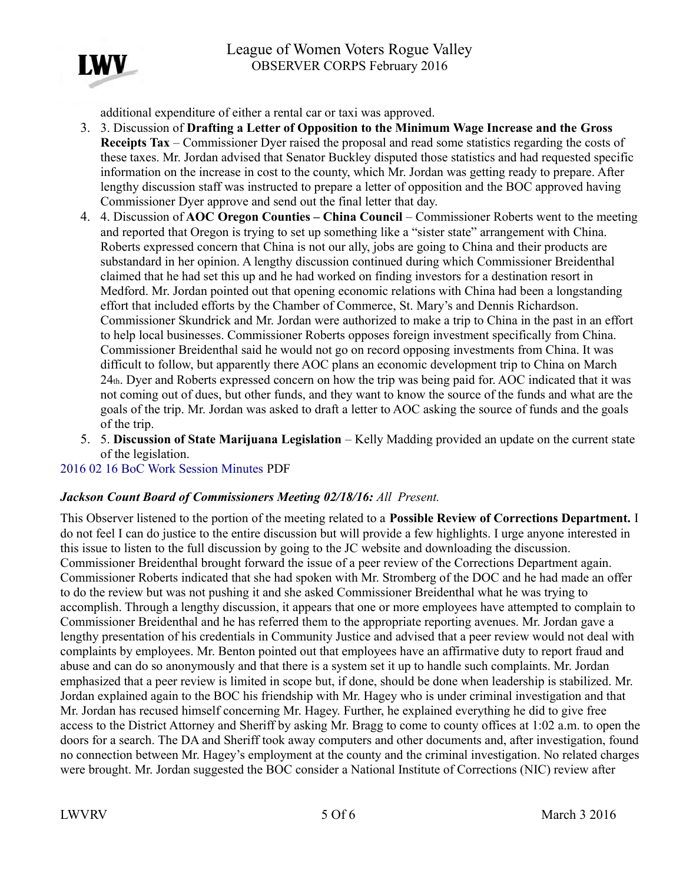additional expenditure of either a rental car or taxi was approved.

3. 3. Discussion of **Drafting a Letter of Opposition to the Minimum Wage Increase and the Gross Receipts Tax** – Commissioner Dyer raised the proposal and read some statistics regarding the costs of these taxes. Mr. Jordan advised that Senator Buckley disputed those statistics and had requested specific information on the increase in cost to the county, which Mr. Jordan was getting ready to prepare. After lengthy discussion staff was instructed to prepare a letter of opposition and the BOC approved having Commissioner Dyer approve and send out the final letter that day.
4. 4. Discussion of **AOC Oregon Counties – China Council** – Commissioner Roberts went to the meeting and reported that Oregon is trying to set up something like a "sister state" arrangement with China. Roberts expressed concern that China is not our ally, jobs are going to China and their products are substandard in her opinion. A lengthy discussion continued during which Commissioner Breidenthal claimed that he had set this up and he had worked on finding investors for a destination resort in Medford. Mr. Jordan pointed out that opening economic relations with China had been a longstanding effort that included efforts by the Chamber of Commerce, St. Mary's and Dennis Richardson. Commissioner Skundrick and Mr. Jordan were authorized to make a trip to China in the past in an effort to help local businesses. Commissioner Roberts opposes foreign investment specifically from China. Commissioner Breidenthal said he would not go on record opposing investments from China. It was difficult to follow, but apparently there AOC plans an economic development trip to China on March 24th. Dyer and Roberts expressed concern on how the trip was being paid for. AOC indicated that it was not coming out of dues, but other funds, and they want to know the source of the funds and what are the goals of the trip. Mr. Jordan was asked to draft a letter to AOC asking the source of funds and the goals of the trip.
5. 5. **Discussion of State Marijuana Legislation** – Kelly Madding provided an update on the current state of the legislation.

2016 02 16 BoC Work Session Minutes PDF

***Jackson Count Board of Commissioners Meeting 02/18/16:*** *All Present.*

This Observer listened to the portion of the meeting related to a **Possible Review of Corrections Department.** I do not feel I can do justice to the entire discussion but will provide a few highlights. I urge anyone interested in this issue to listen to the full discussion by going to the JC website and downloading the discussion. Commissioner Breidenthal brought forward the issue of a peer review of the Corrections Department again. Commissioner Roberts indicated that she had spoken with Mr. Stromberg of the DOC and he had made an offer to do the review but was not pushing it and she asked Commissioner Breidenthal what he was trying to accomplish. Through a lengthy discussion, it appears that one or more employees have attempted to complain to Commissioner Breidenthal and he has referred them to the appropriate reporting avenues. Mr. Jordan gave a lengthy presentation of his credentials in Community Justice and advised that a peer review would not deal with complaints by employees. Mr. Benton pointed out that employees have an affirmative duty to report fraud and abuse and can do so anonymously and that there is a system set it up to handle such complaints. Mr. Jordan emphasized that a peer review is limited in scope but, if done, should be done when leadership is stabilized. Mr. Jordan explained again to the BOC his friendship with Mr. Hagey who is under criminal investigation and that Mr. Jordan has recused himself concerning Mr. Hagey. Further, he explained everything he did to give free access to the District Attorney and Sheriff by asking Mr. Bragg to come to county offices at 1:02 a.m. to open the doors for a search. The DA and Sheriff took away computers and other documents and, after investigation, found no connection between Mr. Hagey's employment at the county and the criminal investigation. No related charges were brought. Mr. Jordan suggested the BOC consider a National Institute of Corrections (NIC) review after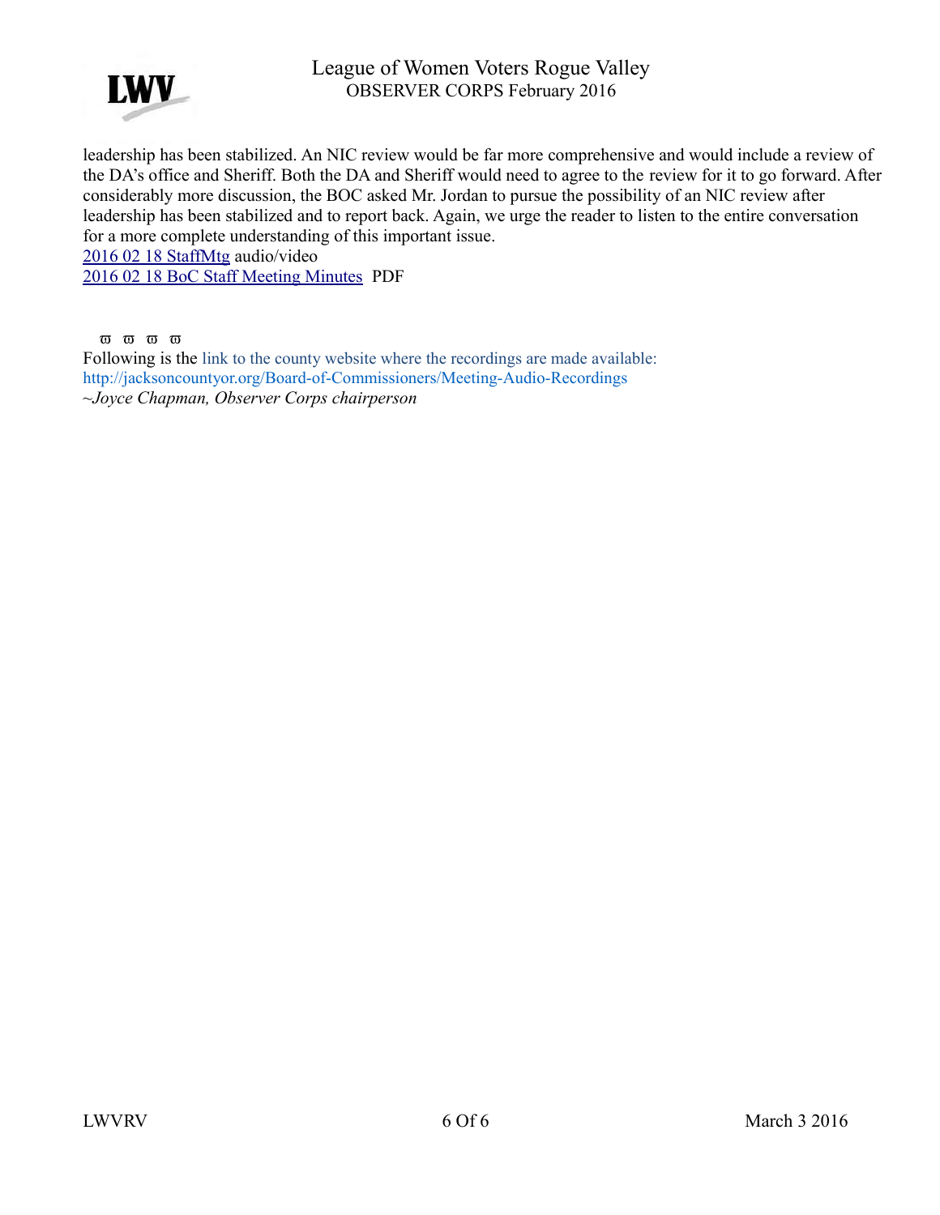leadership has been stabilized. An NIC review would be far more comprehensive and would include a review of the DA's office and Sheriff. Both the DA and Sheriff would need to agree to the review for it to go forward. After considerably more discussion, the BOC asked Mr. Jordan to pursue the possibility of an NIC review after leadership has been stabilized and to report back. Again, we urge the reader to listen to the entire conversation for a more complete understanding of this important issue.

2016 02 18 StaffMtg audio/video

2016 02 18 BoC Staff Meeting Minutes PDF

ϖ ϖ ϖ ϖ

Following is the link to the county website where the recordings are made available: http://jacksoncountyor.org/Board-of-Commissioners/Meeting-Audio-Recordings

*~Joyce Chapman, Observer Corps chairperson*